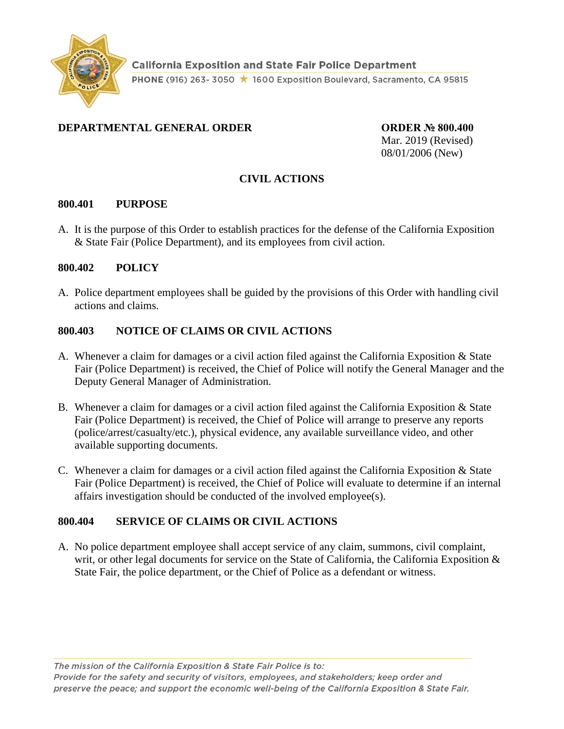California Exposition and State Fair Police Department

PHONE (916) 263- 3050 ★ 1600 Exposition Boulevard, Sacramento, CA 95815

**DEPARTMENTAL GENERAL ORDER**

**ORDER № 800.400**
Mar. 2019 (Revised)
08/01/2006 (New)

# CIVIL ACTIONS

## 800.401 PURPOSE

A. It is the purpose of this Order to establish practices for the defense of the California Exposition & State Fair (Police Department), and its employees from civil action.

## 800.402 POLICY

A. Police department employees shall be guided by the provisions of this Order with handling civil actions and claims.

## 800.403 NOTICE OF CLAIMS OR CIVIL ACTIONS

A. Whenever a claim for damages or a civil action filed against the California Exposition & State Fair (Police Department) is received, the Chief of Police will notify the General Manager and the Deputy General Manager of Administration.

B. Whenever a claim for damages or a civil action filed against the California Exposition & State Fair (Police Department) is received, the Chief of Police will arrange to preserve any reports (police/arrest/casualty/etc.), physical evidence, any available surveillance video, and other available supporting documents.

C. Whenever a claim for damages or a civil action filed against the California Exposition & State Fair (Police Department) is received, the Chief of Police will evaluate to determine if an internal affairs investigation should be conducted of the involved employee(s).

## 800.404 SERVICE OF CLAIMS OR CIVIL ACTIONS

A. No police department employee shall accept service of any claim, summons, civil complaint, writ, or other legal documents for service on the State of California, the California Exposition & State Fair, the police department, or the Chief of Police as a defendant or witness.

*The mission of the California Exposition & State Fair Police is to:*
*Provide for the safety and security of visitors, employees, and stakeholders; keep order and preserve the peace; and support the economic well-being of the California Exposition & State Fair.*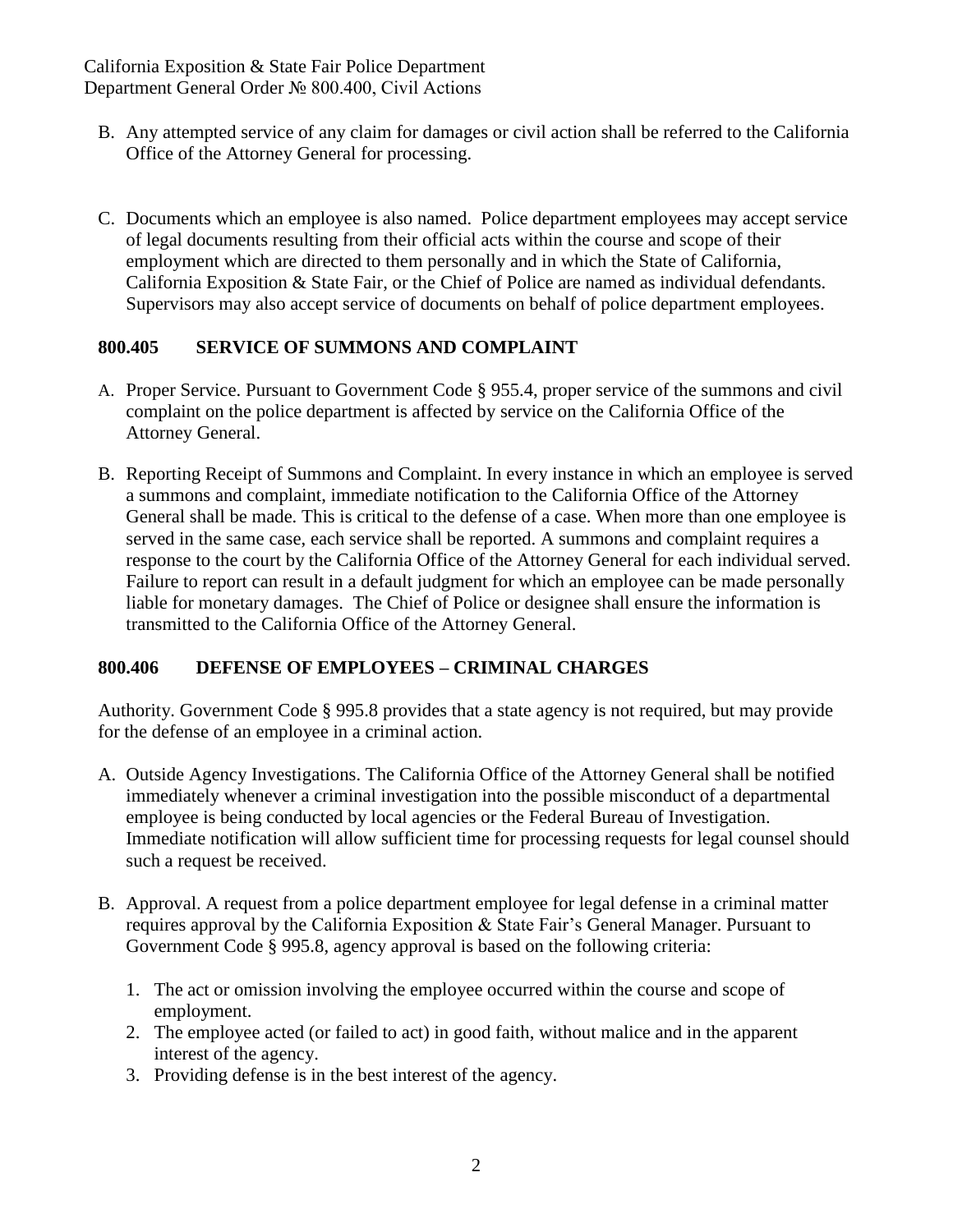B. Any attempted service of any claim for damages or civil action shall be referred to the California Office of the Attorney General for processing.

C. Documents which an employee is also named. Police department employees may accept service of legal documents resulting from their official acts within the course and scope of their employment which are directed to them personally and in which the State of California, California Exposition & State Fair, or the Chief of Police are named as individual defendants. Supervisors may also accept service of documents on behalf of police department employees.

## 800.405 SERVICE OF SUMMONS AND COMPLAINT

A. Proper Service. Pursuant to Government Code § 955.4, proper service of the summons and civil complaint on the police department is affected by service on the California Office of the Attorney General.

B. Reporting Receipt of Summons and Complaint. In every instance in which an employee is served a summons and complaint, immediate notification to the California Office of the Attorney General shall be made. This is critical to the defense of a case. When more than one employee is served in the same case, each service shall be reported. A summons and complaint requires a response to the court by the California Office of the Attorney General for each individual served. Failure to report can result in a default judgment for which an employee can be made personally liable for monetary damages. The Chief of Police or designee shall ensure the information is transmitted to the California Office of the Attorney General.

## 800.406 DEFENSE OF EMPLOYEES – CRIMINAL CHARGES

Authority. Government Code § 995.8 provides that a state agency is not required, but may provide for the defense of an employee in a criminal action.

A. Outside Agency Investigations. The California Office of the Attorney General shall be notified immediately whenever a criminal investigation into the possible misconduct of a departmental employee is being conducted by local agencies or the Federal Bureau of Investigation. Immediate notification will allow sufficient time for processing requests for legal counsel should such a request be received.

B. Approval. A request from a police department employee for legal defense in a criminal matter requires approval by the California Exposition & State Fair's General Manager. Pursuant to Government Code § 995.8, agency approval is based on the following criteria:

   1. The act or omission involving the employee occurred within the course and scope of employment.
   2. The employee acted (or failed to act) in good faith, without malice and in the apparent interest of the agency.
   3. Providing defense is in the best interest of the agency.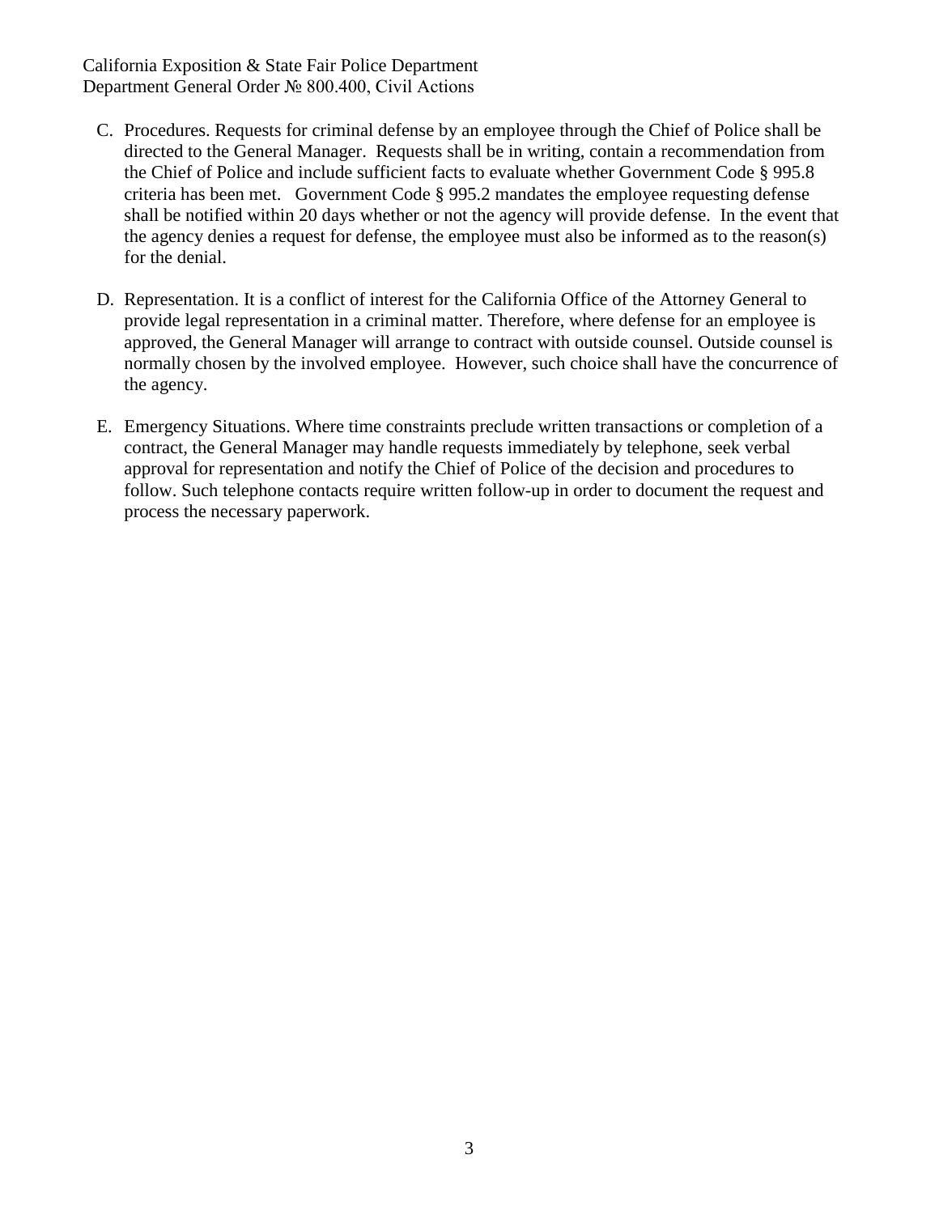C. Procedures. Requests for criminal defense by an employee through the Chief of Police shall be directed to the General Manager. Requests shall be in writing, contain a recommendation from the Chief of Police and include sufficient facts to evaluate whether Government Code § 995.8 criteria has been met. Government Code § 995.2 mandates the employee requesting defense shall be notified within 20 days whether or not the agency will provide defense. In the event that the agency denies a request for defense, the employee must also be informed as to the reason(s) for the denial.

D. Representation. It is a conflict of interest for the California Office of the Attorney General to provide legal representation in a criminal matter. Therefore, where defense for an employee is approved, the General Manager will arrange to contract with outside counsel. Outside counsel is normally chosen by the involved employee. However, such choice shall have the concurrence of the agency.

E. Emergency Situations. Where time constraints preclude written transactions or completion of a contract, the General Manager may handle requests immediately by telephone, seek verbal approval for representation and notify the Chief of Police of the decision and procedures to follow. Such telephone contacts require written follow-up in order to document the request and process the necessary paperwork.